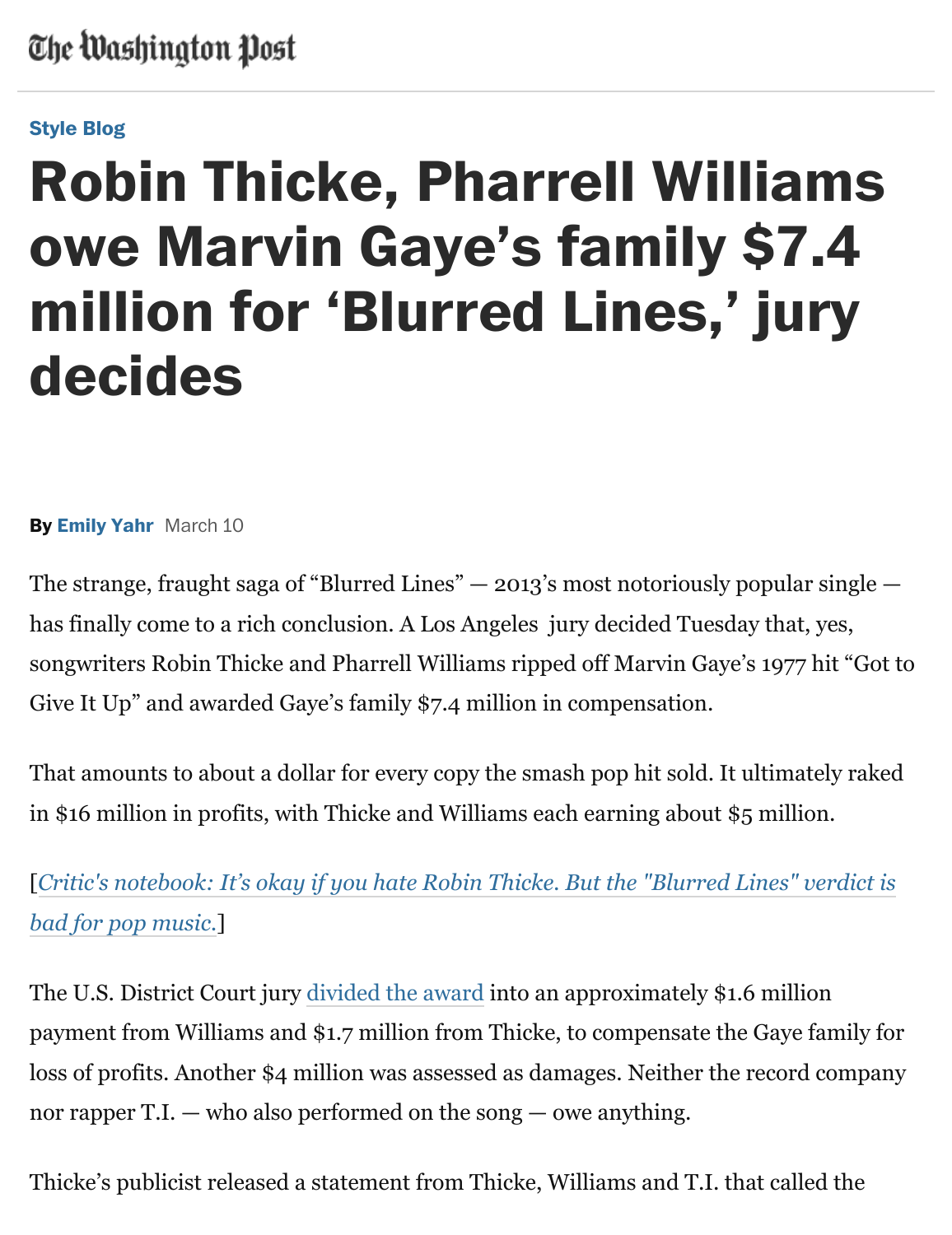The Washington Post

Style Blog

# Robin Thicke, Pharrell Williams owe Marvin Gaye's family $7.4 million for 'Blurred Lines,' jury decides

**By** Emily Yahr March 10

The strange, fraught saga of "Blurred Lines" — 2013's most notoriously popular single — has finally come to a rich conclusion. A Los Angeles jury decided Tuesday that, yes, songwriters Robin Thicke and Pharrell Williams ripped off Marvin Gaye's 1977 hit "Got to Give It Up" and awarded Gaye's family $7.4 million in compensation.

That amounts to about a dollar for every copy the smash pop hit sold. It ultimately raked in $16 million in profits, with Thicke and Williams each earning about $5 million.

[*Critic's notebook: It's okay if you hate Robin Thicke. But the "Blurred Lines" verdict is bad for pop music.*]

The U.S. District Court jury divided the award into an approximately $1.6 million payment from Williams and $1.7 million from Thicke, to compensate the Gaye family for loss of profits. Another $4 million was assessed as damages. Neither the record company nor rapper T.I. — who also performed on the song — owe anything.

Thicke's publicist released a statement from Thicke, Williams and T.I. that called the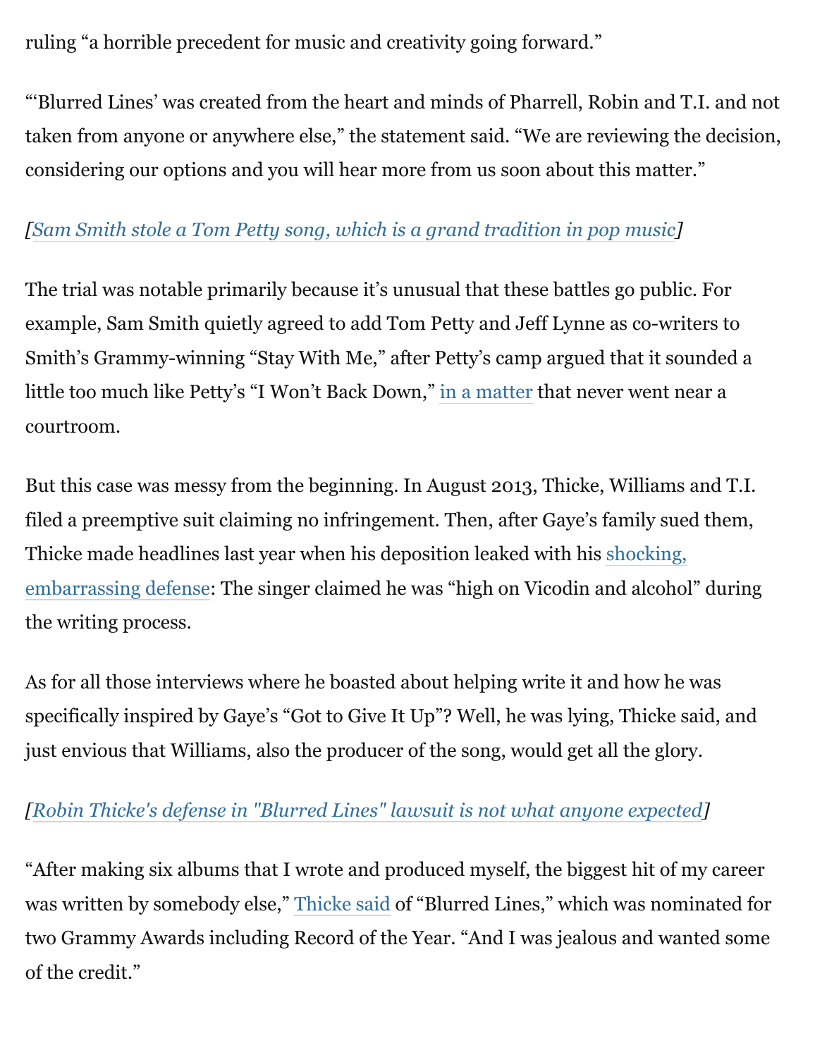ruling “a horrible precedent for music and creativity going forward.”

“‘Blurred Lines’ was created from the heart and minds of Pharrell, Robin and T.I. and not taken from anyone or anywhere else,” the statement said. “We are reviewing the decision, considering our options and you will hear more from us soon about this matter.”

*[Sam Smith stole a Tom Petty song, which is a grand tradition in pop music]*

The trial was notable primarily because it’s unusual that these battles go public. For example, Sam Smith quietly agreed to add Tom Petty and Jeff Lynne as co-writers to Smith’s Grammy-winning “Stay With Me,” after Petty’s camp argued that it sounded a little too much like Petty’s “I Won’t Back Down,” in a matter that never went near a courtroom.

But this case was messy from the beginning. In August 2013, Thicke, Williams and T.I. filed a preemptive suit claiming no infringement. Then, after Gaye’s family sued them, Thicke made headlines last year when his deposition leaked with his shocking, embarrassing defense: The singer claimed he was “high on Vicodin and alcohol” during the writing process.

As for all those interviews where he boasted about helping write it and how he was specifically inspired by Gaye’s “Got to Give It Up”? Well, he was lying, Thicke said, and just envious that Williams, also the producer of the song, would get all the glory.

*[Robin Thicke's defense in "Blurred Lines" lawsuit is not what anyone expected]*

“After making six albums that I wrote and produced myself, the biggest hit of my career was written by somebody else,” Thicke said of “Blurred Lines,” which was nominated for two Grammy Awards including Record of the Year. “And I was jealous and wanted some of the credit.”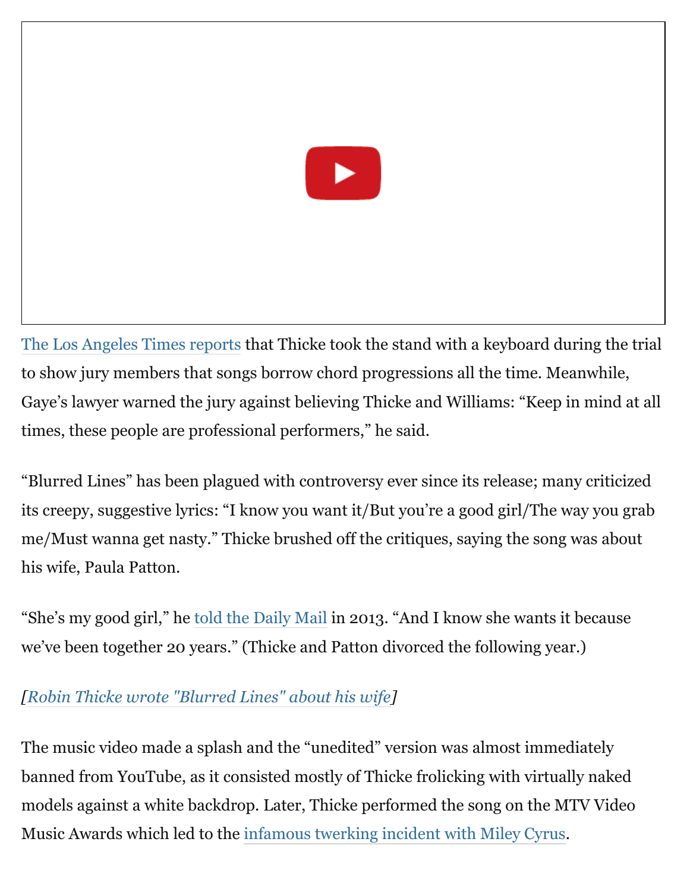The Los Angeles Times reports that Thicke took the stand with a keyboard during the trial to show jury members that songs borrow chord progressions all the time. Meanwhile, Gaye's lawyer warned the jury against believing Thicke and Williams: "Keep in mind at all times, these people are professional performers," he said.

"Blurred Lines" has been plagued with controversy ever since its release; many criticized its creepy, suggestive lyrics: "I know you want it/But you're a good girl/The way you grab me/Must wanna get nasty." Thicke brushed off the critiques, saying the song was about his wife, Paula Patton.

"She's my good girl," he told the Daily Mail in 2013. "And I know she wants it because we've been together 20 years." (Thicke and Patton divorced the following year.)

*[Robin Thicke wrote "Blurred Lines" about his wife]*

The music video made a splash and the "unedited" version was almost immediately banned from YouTube, as it consisted mostly of Thicke frolicking with virtually naked models against a white backdrop. Later, Thicke performed the song on the MTV Video Music Awards which led to the infamous twerking incident with Miley Cyrus.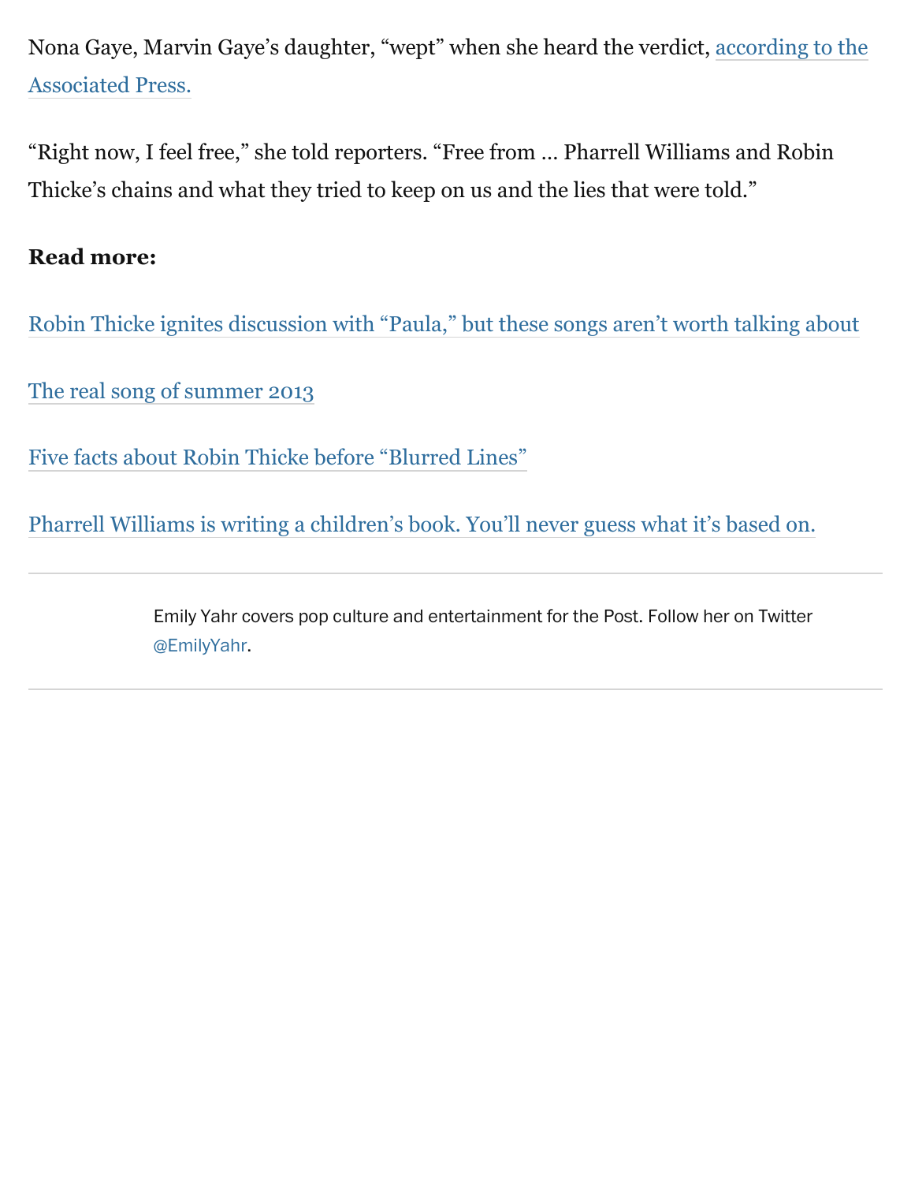Nona Gaye, Marvin Gaye's daughter, "wept" when she heard the verdict, according to the Associated Press.

"Right now, I feel free," she told reporters. "Free from … Pharrell Williams and Robin Thicke's chains and what they tried to keep on us and the lies that were told."

**Read more:**

Robin Thicke ignites discussion with "Paula," but these songs aren't worth talking about

The real song of summer 2013

Five facts about Robin Thicke before "Blurred Lines"

Pharrell Williams is writing a children's book. You'll never guess what it's based on.

---

Emily Yahr covers pop culture and entertainment for the Post. Follow her on Twitter @EmilyYahr.